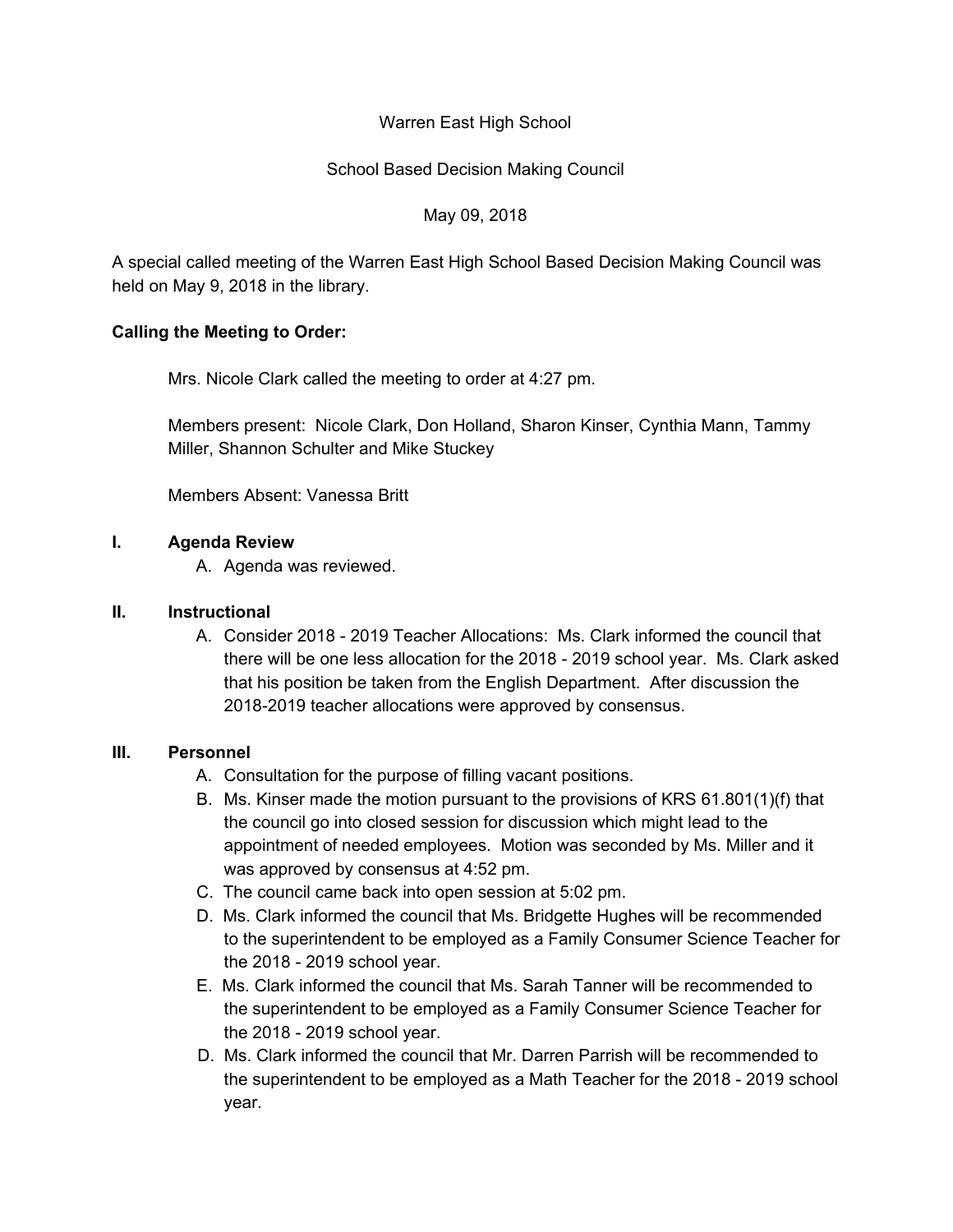Warren East High School

School Based Decision Making Council

May 09, 2018

A special called meeting of the Warren East High School Based Decision Making Council was held on May 9, 2018 in the library.

**Calling the Meeting to Order:**

Mrs. Nicole Clark called the meeting to order at 4:27 pm.

Members present: Nicole Clark, Don Holland, Sharon Kinser, Cynthia Mann, Tammy Miller, Shannon Schulter and Mike Stuckey

Members Absent: Vanessa Britt

**I. Agenda Review**

A. Agenda was reviewed.

**II. Instructional**

A. Consider 2018 - 2019 Teacher Allocations: Ms. Clark informed the council that there will be one less allocation for the 2018 - 2019 school year. Ms. Clark asked that his position be taken from the English Department. After discussion the 2018-2019 teacher allocations were approved by consensus.

**III. Personnel**

A. Consultation for the purpose of filling vacant positions.

B. Ms. Kinser made the motion pursuant to the provisions of KRS 61.801(1)(f) that the council go into closed session for discussion which might lead to the appointment of needed employees. Motion was seconded by Ms. Miller and it was approved by consensus at 4:52 pm.

C. The council came back into open session at 5:02 pm.

D. Ms. Clark informed the council that Ms. Bridgette Hughes will be recommended to the superintendent to be employed as a Family Consumer Science Teacher for the 2018 - 2019 school year.

E. Ms. Clark informed the council that Ms. Sarah Tanner will be recommended to the superintendent to be employed as a Family Consumer Science Teacher for the 2018 - 2019 school year.

D. Ms. Clark informed the council that Mr. Darren Parrish will be recommended to the superintendent to be employed as a Math Teacher for the 2018 - 2019 school year.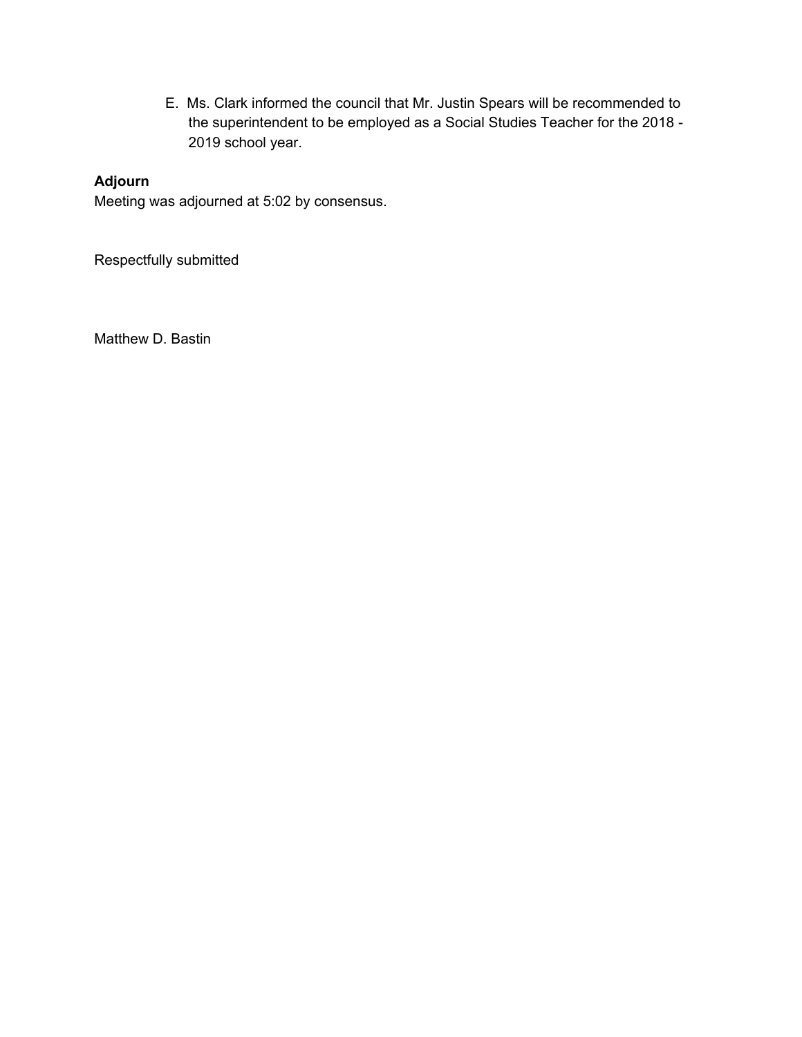E. Ms. Clark informed the council that Mr. Justin Spears will be recommended to the superintendent to be employed as a Social Studies Teacher for the 2018 - 2019 school year.

**Adjourn**

Meeting was adjourned at 5:02 by consensus.

Respectfully submitted

Matthew D. Bastin